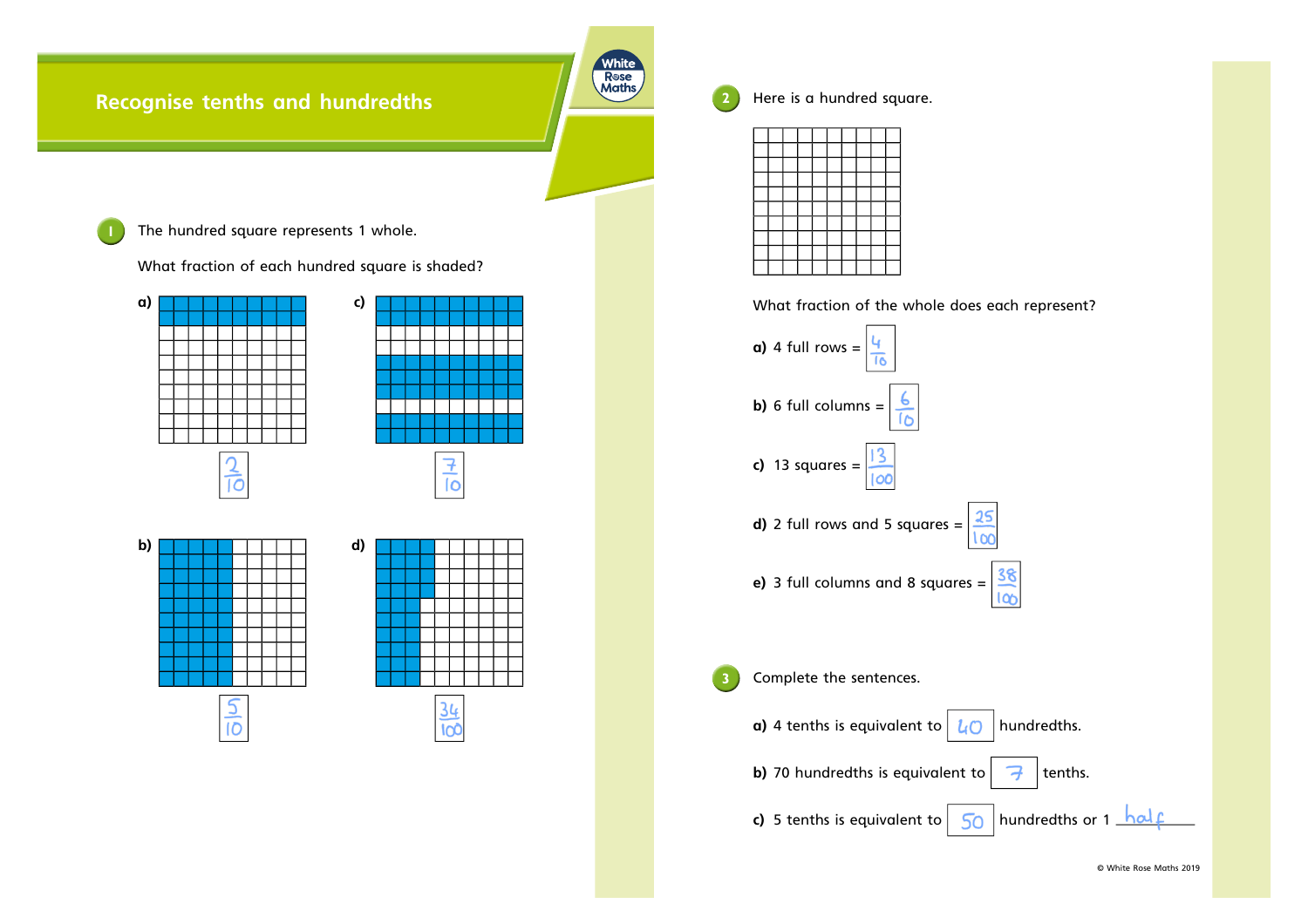# Recognise tenths and hundredths

**1** The hundred square represents 1 whole.

What fraction of each hundred square is shaded?

a) $\frac{2}{10}$

b) $\frac{5}{10}$

c) $\frac{7}{10}$

d) $\frac{34}{100}$

**2** Here is a hundred square.

What fraction of the whole does each represent?

a) 4 full rows = $\frac{4}{10}$

b) 6 full columns = $\frac{6}{10}$

c) 13 squares = $\frac{13}{100}$

d) 2 full rows and 5 squares = $\frac{25}{100}$

e) 3 full columns and 8 squares = $\frac{38}{100}$

**3** Complete the sentences.

a) 4 tenths is equivalent to 40 hundredths.

b) 70 hundredths is equivalent to 7 tenths.

c) 5 tenths is equivalent to 50 hundredths or 1 half

© White Rose Maths 2019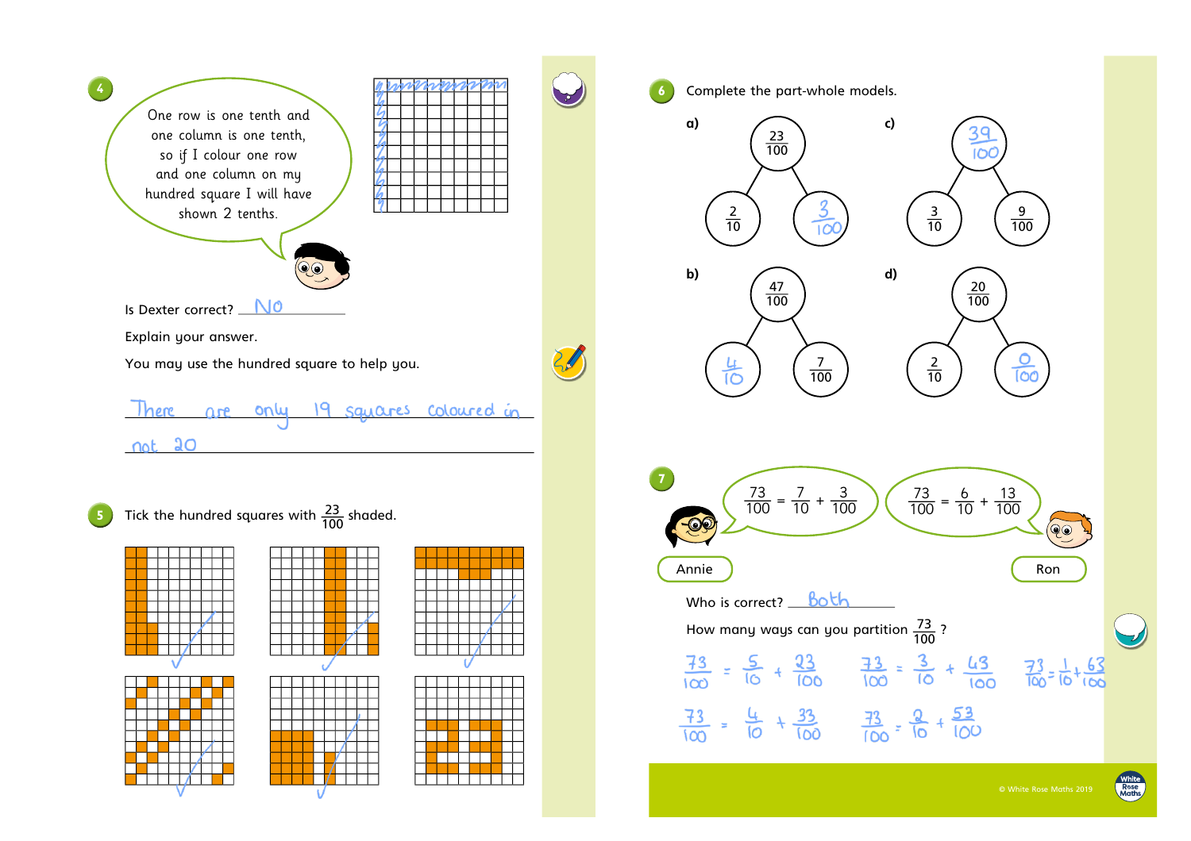**4**

One row is one tenth and one column is one tenth, so if I colour one row and one column on my hundred square I will have shown 2 tenths.

Is Dexter correct? No

Explain your answer.

You may use the hundred square to help you.

There are only 19 squares coloured in not 20

**5** Tick the hundred squares with $\frac{23}{100}$ shaded.

**6** Complete the part-whole models.

a) $\frac{23}{100}$ → $\frac{2}{10}$ and $\frac{3}{100}$

b) $\frac{47}{100}$ → $\frac{4}{10}$ and $\frac{7}{100}$

c) $\frac{39}{100}$ → $\frac{3}{10}$ and $\frac{9}{100}$

d) $\frac{20}{100}$ → $\frac{2}{10}$ and $\frac{0}{100}$

**7**

Annie: $\frac{73}{100} = \frac{7}{10} + \frac{3}{100}$

Ron: $\frac{73}{100} = \frac{6}{10} + \frac{13}{100}$

Who is correct? Both

How many ways can you partition $\frac{73}{100}$ ?

$\frac{73}{100} = \frac{5}{10} + \frac{23}{100}$ $\frac{73}{100} = \frac{3}{10} + \frac{43}{100}$ $\frac{73}{100} = \frac{1}{10} + \frac{63}{100}$

$\frac{73}{100} = \frac{4}{10} + \frac{33}{100}$ $\frac{73}{100} = \frac{2}{10} + \frac{53}{100}$